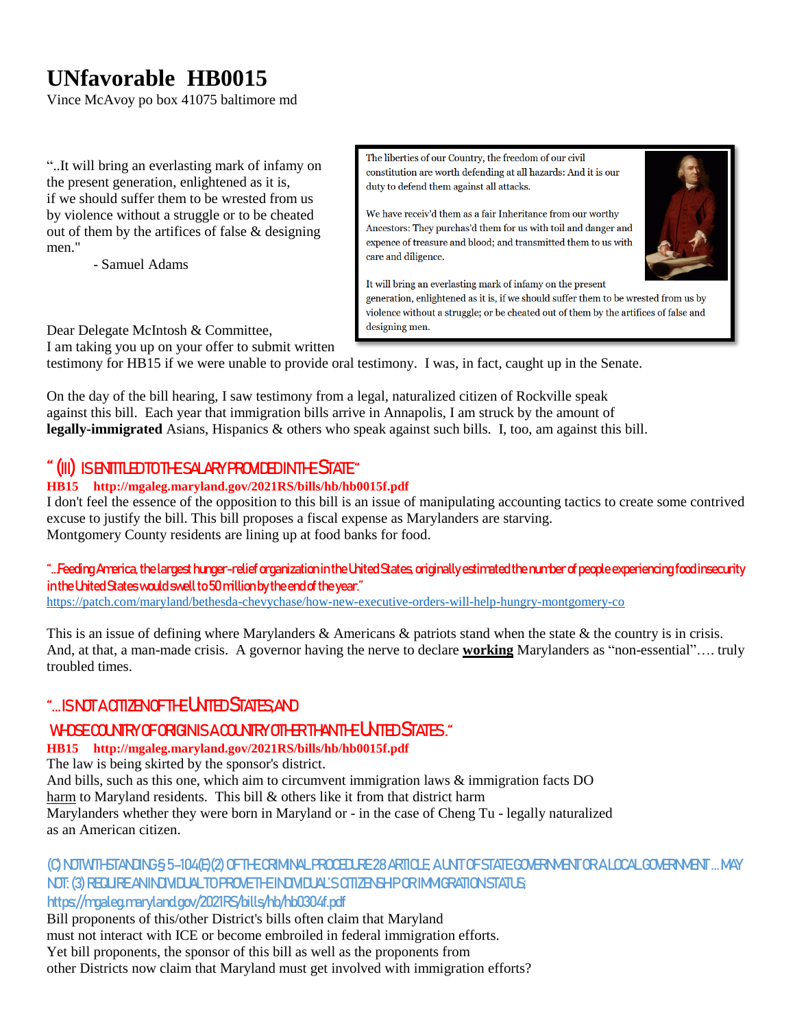# UNfavorable HB0015

Vince McAvoy po box 41075 baltimore md

"..It will bring an everlasting mark of infamy on the present generation, enlightened as it is, if we should suffer them to be wrested from us by violence without a struggle or to be cheated out of them by the artifices of false & designing men."

- Samuel Adams

The liberties of our Country, the freedom of our civil constitution are worth defending at all hazards: And it is our duty to defend them against all attacks.

We have receiv'd them as a fair Inheritance from our worthy Ancestors: They purchas'd them for us with toil and danger and expence of treasure and blood; and transmitted them to us with care and diligence.

It will bring an everlasting mark of infamy on the present generation, enlightened as it is, if we should suffer them to be wrested from us by violence without a struggle; or be cheated out of them by the artifices of false and designing men.

Dear Delegate McIntosh & Committee,
I am taking you up on your offer to submit written testimony for HB15 if we were unable to provide oral testimony. I was, in fact, caught up in the Senate.

On the day of the bill hearing, I saw testimony from a legal, naturalized citizen of Rockville speak against this bill. Each year that immigration bills arrive in Annapolis, I am struck by the amount of **legally-immigrated** Asians, Hispanics & others who speak against such bills. I, too, am against this bill.

## " (III) IS ENTITLED TO THE SALARY PROVIDED IN THE STATE"

**HB15 http://mgaleg.maryland.gov/2021RS/bills/hb/hb0015f.pdf**

I don't feel the essence of the opposition to this bill is an issue of manipulating accounting tactics to create some contrived excuse to justify the bill. This bill proposes a fiscal expense as Marylanders are starving.
Montgomery County residents are lining up at food banks for food.

"...Feeding America, the largest hunger-relief organization in the United States, originally estimated the number of people experiencing food insecurity in the United States would swell to 50 million by the end of the year."
https://patch.com/maryland/bethesda-chevychase/how-new-executive-orders-will-help-hungry-montgomery-co

This is an issue of defining where Marylanders & Americans & patriots stand when the state & the country is in crisis. And, at that, a man-made crisis. A governor having the nerve to declare **working** Marylanders as "non-essential".... truly troubled times.

## "...IS NOT A CITIZEN OF THE UNITED STATES; AND WHOSE COUNTRY OF ORIGIN IS A COUNTRY OTHER THAN THE UNITED STATES."

**HB15 http://mgaleg.maryland.gov/2021RS/bills/hb/hb0015f.pdf**

The law is being skirted by the sponsor's district.
And bills, such as this one, which aim to circumvent immigration laws & immigration facts DO harm to Maryland residents. This bill & others like it from that district harm Marylanders whether they were born in Maryland or - in the case of Cheng Tu - legally naturalized as an American citizen.

(C) NOTWITHSTANDING § 5–104(E)(2) OF THE CRIMINAL PROCEDURE 28 ARTICLE, A UNIT OF STATE GOVERNMENT OR A LOCAL GOVERNMENT ... MAY NOT: (3) REQUIRE AN INDIVIDUAL TO PROVE THE INDIVIDUAL'S CITIZENSHIP OR IMMIGRATION STATUS;
https://mgaleg.maryland.gov/2021RS/bills/hb/hb0304f.pdf

Bill proponents of this/other District's bills often claim that Maryland must not interact with ICE or become embroiled in federal immigration efforts.
Yet bill proponents, the sponsor of this bill as well as the proponents from other Districts now claim that Maryland must get involved with immigration efforts?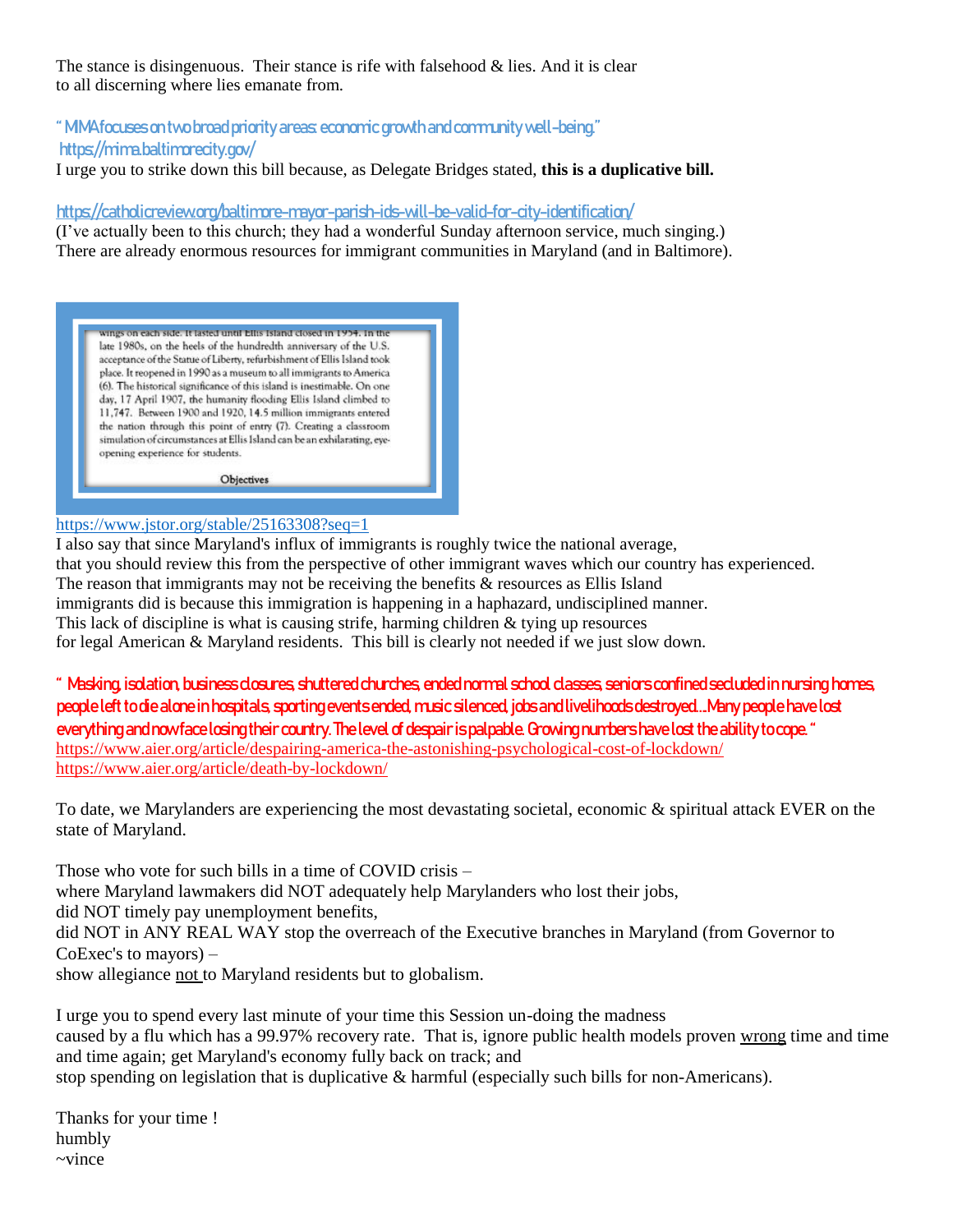The stance is disingenuous. Their stance is rife with falsehood & lies. And it is clear to all discerning where lies emanate from.

" MIMA focuses on two broad priority areas: economic growth and community well-being."
https://mima.baltimorecity.gov/

I urge you to strike down this bill because, as Delegate Bridges stated, **this is a duplicative bill.**

https://catholicreview.org/baltimore-mayor-parish-ids-will-be-valid-for-city-identification/

(I've actually been to this church; they had a wonderful Sunday afternoon service, much singing.)
There are already enormous resources for immigrant communities in Maryland (and in Baltimore).

> wings on each side. It lasted until Ellis Island closed in 1954. In the late 1980s, on the heels of the hundredth anniversary of the U.S. acceptance of the Statue of Liberty, refurbishment of Ellis Island took place. It reopened in 1990 as a museum to all immigrants to America (6). The historical significance of this island is inestimable. On one day, 17 April 1907, the humanity flooding Ellis Island climbed to 11,747. Between 1900 and 1920, 14.5 million immigrants entered the nation through this point of entry (7). Creating a classroom simulation of circumstances at Ellis Island can be an exhilarating, eye-opening experience for students.
>
> Objectives

https://www.jstor.org/stable/25163308?seq=1

I also say that since Maryland's influx of immigrants is roughly twice the national average, that you should review this from the perspective of other immigrant waves which our country has experienced. The reason that immigrants may not be receiving the benefits & resources as Ellis Island immigrants did is because this immigration is happening in a haphazard, undisciplined manner. This lack of discipline is what is causing strife, harming children & tying up resources for legal American & Maryland residents. This bill is clearly not needed if we just slow down.

" Masking, isolation, business closures, shuttered churches, ended normal school classes, seniors confined secluded in nursing homes, people left to die alone in hospitals, sporting events ended, music silenced, jobs and livelihoods destroyed…Many people have lost everything and now face losing their country. The level of despair is palpable. Growing numbers have lost the ability to cope. "
https://www.aier.org/article/despairing-america-the-astonishing-psychological-cost-of-lockdown/
https://www.aier.org/article/death-by-lockdown/

To date, we Marylanders are experiencing the most devastating societal, economic & spiritual attack EVER on the state of Maryland.

Those who vote for such bills in a time of COVID crisis –
where Maryland lawmakers did NOT adequately help Marylanders who lost their jobs,
did NOT timely pay unemployment benefits,
did NOT in ANY REAL WAY stop the overreach of the Executive branches in Maryland (from Governor to CoExec's to mayors) –
show allegiance not to Maryland residents but to globalism.

I urge you to spend every last minute of your time this Session un-doing the madness caused by a flu which has a 99.97% recovery rate. That is, ignore public health models proven wrong time and time and time again; get Maryland's economy fully back on track; and stop spending on legislation that is duplicative & harmful (especially such bills for non-Americans).

Thanks for your time !
humbly
~vince